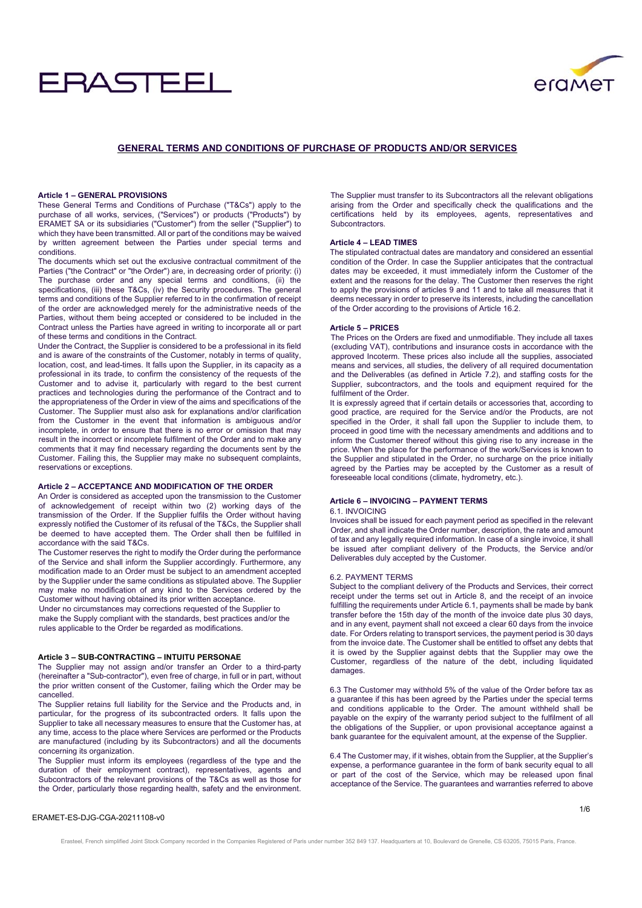# GENERAL TERMS AND CONDITIONS OF PURCHASE OF PRODUCTS AND/OR SERVICES

**Article 1 – GENERAL PROVISIONS**

These General Terms and Conditions of Purchase ("T&Cs") apply to the purchase of all works, services, ("Services") or products ("Products") by ERAMET SA or its subsidiaries ("Customer") from the seller ("Supplier") to which they have been transmitted. All or part of the conditions may be waived by written agreement between the Parties under special terms and conditions.

The documents which set out the exclusive contractual commitment of the Parties ("the Contract" or "the Order") are, in decreasing order of priority: (i) The purchase order and any special terms and conditions, (ii) the specifications, (iii) these T&Cs, (iv) the Security procedures. The general terms and conditions of the Supplier referred to in the confirmation of receipt of the order are acknowledged merely for the administrative needs of the Parties, without them being accepted or considered to be included in the Contract unless the Parties have agreed in writing to incorporate all or part of these terms and conditions in the Contract.

Under the Contract, the Supplier is considered to be a professional in its field and is aware of the constraints of the Customer, notably in terms of quality, location, cost, and lead-times. It falls upon the Supplier, in its capacity as a professional in its trade, to confirm the consistency of the requests of the Customer and to advise it, particularly with regard to the best current practices and technologies during the performance of the Contract and to the appropriateness of the Order in view of the aims and specifications of the Customer. The Supplier must also ask for explanations and/or clarification from the Customer in the event that information is ambiguous and/or incomplete, in order to ensure that there is no error or omission that may result in the incorrect or incomplete fulfilment of the Order and to make any comments that it may find necessary regarding the documents sent by the Customer. Failing this, the Supplier may make no subsequent complaints, reservations or exceptions.

**Article 2 – ACCEPTANCE AND MODIFICATION OF THE ORDER**

An Order is considered as accepted upon the transmission to the Customer of acknowledgement of receipt within two (2) working days of the transmission of the Order. If the Supplier fulfils the Order without having expressly notified the Customer of its refusal of the T&Cs, the Supplier shall be deemed to have accepted them. The Order shall then be fulfilled in accordance with the said T&Cs.

The Customer reserves the right to modify the Order during the performance of the Service and shall inform the Supplier accordingly. Furthermore, any modification made to an Order must be subject to an amendment accepted by the Supplier under the same conditions as stipulated above. The Supplier may make no modification of any kind to the Services ordered by the Customer without having obtained its prior written acceptance.

Under no circumstances may corrections requested of the Supplier to make the Supply compliant with the standards, best practices and/or the rules applicable to the Order be regarded as modifications.

**Article 3 – SUB-CONTRACTING – INTUITU PERSONAE**

The Supplier may not assign and/or transfer an Order to a third-party (hereinafter a "Sub-contractor"), even free of charge, in full or in part, without the prior written consent of the Customer, failing which the Order may be cancelled.

The Supplier retains full liability for the Service and the Products and, in particular, for the progress of its subcontracted orders. It falls upon the Supplier to take all necessary measures to ensure that the Customer has, at any time, access to the place where Services are performed or the Products are manufactured (including by its Subcontractors) and all the documents concerning its organization.

The Supplier must inform its employees (regardless of the type and the duration of their employment contract), representatives, agents and Subcontractors of the relevant provisions of the T&Cs as well as those for the Order, particularly those regarding health, safety and the environment.

The Supplier must transfer to its Subcontractors all the relevant obligations arising from the Order and specifically check the qualifications and the certifications held by its employees, agents, representatives and Subcontractors.

**Article 4 – LEAD TIMES**

The stipulated contractual dates are mandatory and considered an essential condition of the Order. In case the Supplier anticipates that the contractual dates may be exceeded, it must immediately inform the Customer of the extent and the reasons for the delay. The Customer then reserves the right to apply the provisions of articles 9 and 11 and to take all measures that it deems necessary in order to preserve its interests, including the cancellation of the Order according to the provisions of Article 16.2.

**Article 5 – PRICES**

The Prices on the Orders are fixed and unmodifiable. They include all taxes (excluding VAT), contributions and insurance costs in accordance with the approved Incoterm. These prices also include all the supplies, associated means and services, all studies, the delivery of all required documentation and the Deliverables (as defined in Article 7.2), and staffing costs for the Supplier, subcontractors, and the tools and equipment required for the fulfilment of the Order.

It is expressly agreed that if certain details or accessories that, according to good practice, are required for the Service and/or the Products, are not specified in the Order, it shall fall upon the Supplier to include them, to proceed in good time with the necessary amendments and additions and to inform the Customer thereof without this giving rise to any increase in the price. When the place for the performance of the work/Services is known to the Supplier and stipulated in the Order, no surcharge on the price initially agreed by the Parties may be accepted by the Customer as a result of foreseeable local conditions (climate, hydrometry, etc.).

**Article 6 – INVOICING – PAYMENT TERMS**

6.1. INVOICING

Invoices shall be issued for each payment period as specified in the relevant Order, and shall indicate the Order number, description, the rate and amount of tax and any legally required information. In case of a single invoice, it shall be issued after compliant delivery of the Products, the Service and/or Deliverables duly accepted by the Customer.

6.2. PAYMENT TERMS

Subject to the compliant delivery of the Products and Services, their correct receipt under the terms set out in Article 8, and the receipt of an invoice fulfilling the requirements under Article 6.1, payments shall be made by bank transfer before the 15th day of the month of the invoice date plus 30 days, and in any event, payment shall not exceed a clear 60 days from the invoice date. For Orders relating to transport services, the payment period is 30 days from the invoice date. The Customer shall be entitled to offset any debts that it is owed by the Supplier against debts that the Supplier may owe the Customer, regardless of the nature of the debt, including liquidated damages.

6.3 The Customer may withhold 5% of the value of the Order before tax as a guarantee if this has been agreed by the Parties under the special terms and conditions applicable to the Order. The amount withheld shall be payable on the expiry of the warranty period subject to the fulfilment of all the obligations of the Supplier, or upon provisional acceptance against a bank guarantee for the equivalent amount, at the expense of the Supplier.

6.4 The Customer may, if it wishes, obtain from the Supplier, at the Supplier's expense, a performance guarantee in the form of bank security equal to all or part of the cost of the Service, which may be released upon final acceptance of the Service. The guarantees and warranties referred to above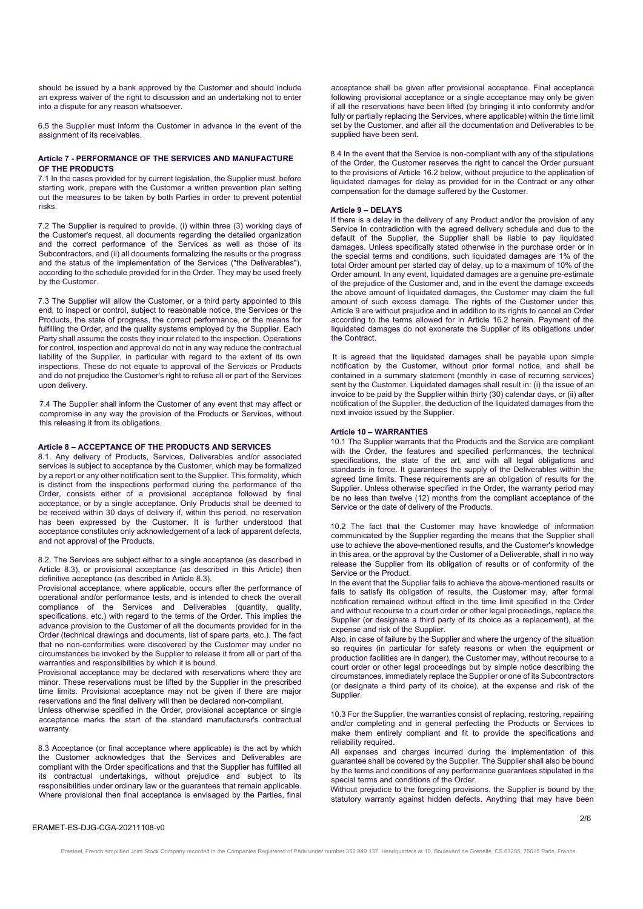should be issued by a bank approved by the Customer and should include an express waiver of the right to discussion and an undertaking not to enter into a dispute for any reason whatsoever.

6.5 the Supplier must inform the Customer in advance in the event of the assignment of its receivables.

### Article 7 - PERFORMANCE OF THE SERVICES AND MANUFACTURE OF THE PRODUCTS

7.1 In the cases provided for by current legislation, the Supplier must, before starting work, prepare with the Customer a written prevention plan setting out the measures to be taken by both Parties in order to prevent potential risks.

7.2 The Supplier is required to provide, (i) within three (3) working days of the Customer's request, all documents regarding the detailed organization and the correct performance of the Services as well as those of its Subcontractors, and (ii) all documents formalizing the results or the progress and the status of the implementation of the Services ("the Deliverables"), according to the schedule provided for in the Order. They may be used freely by the Customer.

7.3 The Supplier will allow the Customer, or a third party appointed to this end, to inspect or control, subject to reasonable notice, the Services or the Products, the state of progress, the correct performance, or the means for fulfilling the Order, and the quality systems employed by the Supplier. Each Party shall assume the costs they incur related to the inspection. Operations for control, inspection and approval do not in any way reduce the contractual liability of the Supplier, in particular with regard to the extent of its own inspections. These do not equate to approval of the Services or Products and do not prejudice the Customer's right to refuse all or part of the Services upon delivery.

7.4 The Supplier shall inform the Customer of any event that may affect or compromise in any way the provision of the Products or Services, without this releasing it from its obligations.

### Article 8 – ACCEPTANCE OF THE PRODUCTS AND SERVICES

8.1. Any delivery of Products, Services, Deliverables and/or associated services is subject to acceptance by the Customer, which may be formalized by a report or any other notification sent to the Supplier. This formality, which is distinct from the inspections performed during the performance of the Order, consists either of a provisional acceptance followed by final acceptance, or by a single acceptance. Only Products shall be deemed to be received within 30 days of delivery if, within this period, no reservation has been expressed by the Customer. It is further understood that acceptance constitutes only acknowledgement of a lack of apparent defects, and not approval of the Products.

8.2. The Services are subject either to a single acceptance (as described in Article 8.3), or provisional acceptance (as described in this Article) then definitive acceptance (as described in Article 8.3).

Provisional acceptance, where applicable, occurs after the performance of operational and/or performance tests, and is intended to check the overall compliance of the Services and Deliverables (quantity, quality, specifications, etc.) with regard to the terms of the Order. This implies the advance provision to the Customer of all the documents provided for in the Order (technical drawings and documents, list of spare parts, etc.). The fact that no non-conformities were discovered by the Customer may under no circumstances be invoked by the Supplier to release it from all or part of the warranties and responsibilities by which it is bound.

Provisional acceptance may be declared with reservations where they are minor. These reservations must be lifted by the Supplier in the prescribed time limits. Provisional acceptance may not be given if there are major reservations and the final delivery will then be declared non-compliant.

Unless otherwise specified in the Order, provisional acceptance or single acceptance marks the start of the standard manufacturer's contractual warranty.

8.3 Acceptance (or final acceptance where applicable) is the act by which the Customer acknowledges that the Services and Deliverables are compliant with the Order specifications and that the Supplier has fulfilled all its contractual undertakings, without prejudice and subject to its responsibilities under ordinary law or the guarantees that remain applicable. Where provisional then final acceptance is envisaged by the Parties, final acceptance shall be given after provisional acceptance. Final acceptance following provisional acceptance or a single acceptance may only be given if all the reservations have been lifted (by bringing it into conformity and/or fully or partially replacing the Services, where applicable) within the time limit set by the Customer, and after all the documentation and Deliverables to be supplied have been sent.

8.4 In the event that the Service is non-compliant with any of the stipulations of the Order, the Customer reserves the right to cancel the Order pursuant to the provisions of Article 16.2 below, without prejudice to the application of liquidated damages for delay as provided for in the Contract or any other compensation for the damage suffered by the Customer.

### Article 9 – DELAYS

If there is a delay in the delivery of any Product and/or the provision of any Service in contradiction with the agreed delivery schedule and due to the default of the Supplier, the Supplier shall be liable to pay liquidated damages. Unless specifically stated otherwise in the purchase order or in the special terms and conditions, such liquidated damages are 1% of the total Order amount per started day of delay, up to a maximum of 10% of the Order amount. In any event, liquidated damages are a genuine pre-estimate of the prejudice of the Customer and, and in the event the damage exceeds the above amount of liquidated damages, the Customer may claim the full amount of such excess damage. The rights of the Customer under this Article 9 are without prejudice and in addition to its rights to cancel an Order according to the terms allowed for in Article 16.2 herein. Payment of the liquidated damages do not exonerate the Supplier of its obligations under the Contract.

It is agreed that the liquidated damages shall be payable upon simple notification by the Customer, without prior formal notice, and shall be contained in a summary statement (monthly in case of recurring services) sent by the Customer. Liquidated damages shall result in: (i) the issue of an invoice to be paid by the Supplier within thirty (30) calendar days, or (ii) after notification of the Supplier, the deduction of the liquidated damages from the next invoice issued by the Supplier.

### Article 10 – WARRANTIES

10.1 The Supplier warrants that the Products and the Service are compliant with the Order, the features and specified performances, the technical specifications, the state of the art, and with all legal obligations and standards in force. It guarantees the supply of the Deliverables within the agreed time limits. These requirements are an obligation of results for the Supplier. Unless otherwise specified in the Order, the warranty period may be no less than twelve (12) months from the compliant acceptance of the Service or the date of delivery of the Products.

10.2 The fact that the Customer may have knowledge of information communicated by the Supplier regarding the means that the Supplier shall use to achieve the above-mentioned results, and the Customer's knowledge in this area, or the approval by the Customer of a Deliverable, shall in no way release the Supplier from its obligation of results or of conformity of the Service or the Product.

In the event that the Supplier fails to achieve the above-mentioned results or fails to satisfy its obligation of results, the Customer may, after formal notification remained without effect in the time limit specified in the Order and without recourse to a court order or other legal proceedings, replace the Supplier (or designate a third party of its choice as a replacement), at the expense and risk of the Supplier.

Also, in case of failure by the Supplier and where the urgency of the situation so requires (in particular for safety reasons or when the equipment or production facilities are in danger), the Customer may, without recourse to a court order or other legal proceedings but by simple notice describing the circumstances, immediately replace the Supplier or one of its Subcontractors (or designate a third party of its choice), at the expense and risk of the Supplier.

10.3 For the Supplier, the warranties consist of replacing, restoring, repairing and/or completing and in general perfecting the Products or Services to make them entirely compliant and fit to provide the specifications and reliability required.

All expenses and charges incurred during the implementation of this guarantee shall be covered by the Supplier. The Supplier shall also be bound by the terms and conditions of any performance guarantees stipulated in the special terms and conditions of the Order.

Without prejudice to the foregoing provisions, the Supplier is bound by the statutory warranty against hidden defects. Anything that may have been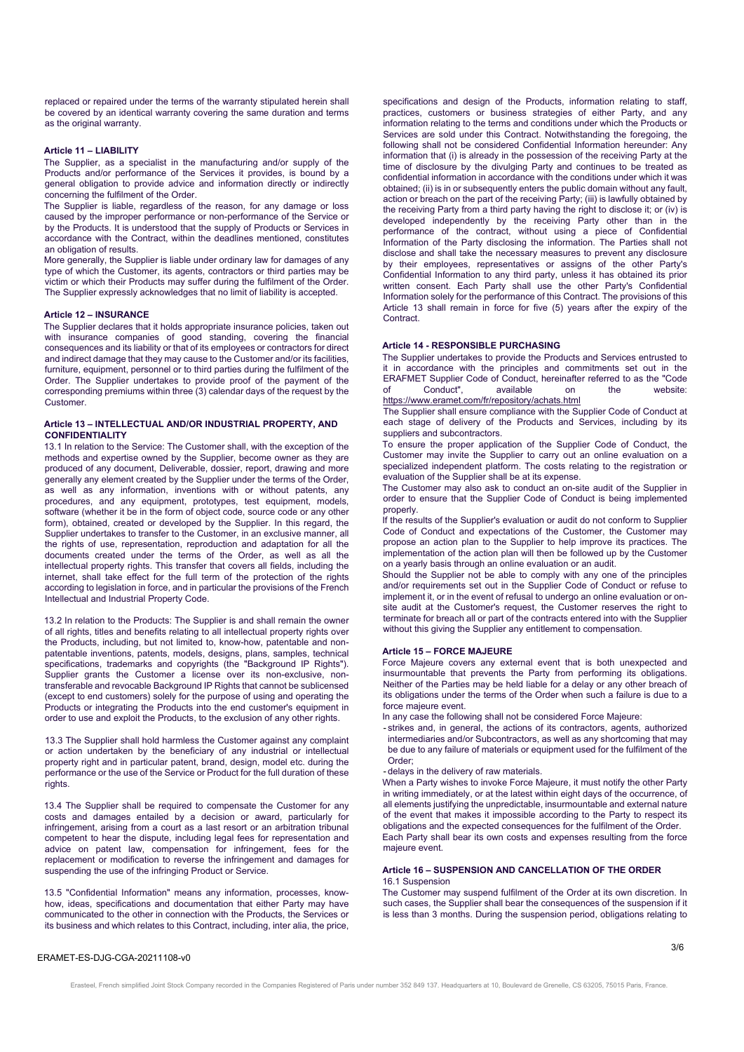replaced or repaired under the terms of the warranty stipulated herein shall be covered by an identical warranty covering the same duration and terms as the original warranty.

## Article 11 – LIABILITY

The Supplier, as a specialist in the manufacturing and/or supply of the Products and/or performance of the Services it provides, is bound by a general obligation to provide advice and information directly or indirectly concerning the fulfilment of the Order.

The Supplier is liable, regardless of the reason, for any damage or loss caused by the improper performance or non-performance of the Service or by the Products. It is understood that the supply of Products or Services in accordance with the Contract, within the deadlines mentioned, constitutes an obligation of results.

More generally, the Supplier is liable under ordinary law for damages of any type of which the Customer, its agents, contractors or third parties may be victim or which their Products may suffer during the fulfilment of the Order. The Supplier expressly acknowledges that no limit of liability is accepted.

## Article 12 – INSURANCE

The Supplier declares that it holds appropriate insurance policies, taken out with insurance companies of good standing, covering the financial consequences and its liability or that of its employees or contractors for direct and indirect damage that they may cause to the Customer and/or its facilities, furniture, equipment, personnel or to third parties during the fulfilment of the Order. The Supplier undertakes to provide proof of the payment of the corresponding premiums within three (3) calendar days of the request by the Customer.

## Article 13 – INTELLECTUAL AND/OR INDUSTRIAL PROPERTY, AND CONFIDENTIALITY

13.1 In relation to the Service: The Customer shall, with the exception of the methods and expertise owned by the Supplier, become owner as they are produced of any document, Deliverable, dossier, report, drawing and more generally any element created by the Supplier under the terms of the Order, as well as any information, inventions with or without patents, any procedures, and any equipment, prototypes, test equipment, models, software (whether it be in the form of object code, source code or any other form), obtained, created or developed by the Supplier. In this regard, the Supplier undertakes to transfer to the Customer, in an exclusive manner, all the rights of use, representation, reproduction and adaptation for all the documents created under the terms of the Order, as well as all the intellectual property rights. This transfer that covers all fields, including the internet, shall take effect for the full term of the protection of the rights according to legislation in force, and in particular the provisions of the French Intellectual and Industrial Property Code.

13.2 In relation to the Products: The Supplier is and shall remain the owner of all rights, titles and benefits relating to all intellectual property rights over the Products, including, but not limited to, know-how, patentable and non-patentable inventions, patents, models, designs, plans, samples, technical specifications, trademarks and copyrights (the "Background IP Rights"). Supplier grants the Customer a license over its non-exclusive, non-transferable and revocable Background IP Rights that cannot be sublicensed (except to end customers) solely for the purpose of using and operating the Products or integrating the Products into the end customer's equipment in order to use and exploit the Products, to the exclusion of any other rights.

13.3 The Supplier shall hold harmless the Customer against any complaint or action undertaken by the beneficiary of any industrial or intellectual property right and in particular patent, brand, design, model etc. during the performance or the use of the Service or Product for the full duration of these rights.

13.4 The Supplier shall be required to compensate the Customer for any costs and damages entailed by a decision or award, particularly for infringement, arising from a court as a last resort or an arbitration tribunal competent to hear the dispute, including legal fees for representation and advice on patent law, compensation for infringement, fees for the replacement or modification to reverse the infringement and damages for suspending the use of the infringing Product or Service.

13.5 "Confidential Information" means any information, processes, know-how, ideas, specifications and documentation that either Party may have communicated to the other in connection with the Products, the Services or its business and which relates to this Contract, including, inter alia, the price, specifications and design of the Products, information relating to staff, practices, customers or business strategies of either Party, and any information relating to the terms and conditions under which the Products or Services are sold under this Contract. Notwithstanding the foregoing, the following shall not be considered Confidential Information hereunder: Any information that (i) is already in the possession of the receiving Party at the time of disclosure by the divulging Party and continues to be treated as confidential information in accordance with the conditions under which it was obtained; (ii) is in or subsequently enters the public domain without any fault, action or breach on the part of the receiving Party; (iii) is lawfully obtained by the receiving Party from a third party having the right to disclose it; or (iv) is developed independently by the receiving Party other than in the performance of the contract, without using a piece of Confidential Information of the Party disclosing the information. The Parties shall not disclose and shall take the necessary measures to prevent any disclosure by their employees, representatives or assigns of the other Party's Confidential Information to any third party, unless it has obtained its prior written consent. Each Party shall use the other Party's Confidential Information solely for the performance of this Contract. The provisions of this Article 13 shall remain in force for five (5) years after the expiry of the Contract.

## Article 14 - RESPONSIBLE PURCHASING

The Supplier undertakes to provide the Products and Services entrusted to it in accordance with the principles and commitments set out in the ERAFMET Supplier Code of Conduct, hereinafter referred to as the "Code of Conduct", available on the website: https://www.eramet.com/fr/repository/achats.html

The Supplier shall ensure compliance with the Supplier Code of Conduct at each stage of delivery of the Products and Services, including by its suppliers and subcontractors.

To ensure the proper application of the Supplier Code of Conduct, the Customer may invite the Supplier to carry out an online evaluation on a specialized independent platform. The costs relating to the registration or evaluation of the Supplier shall be at its expense.

The Customer may also ask to conduct an on-site audit of the Supplier in order to ensure that the Supplier Code of Conduct is being implemented properly.

If the results of the Supplier's evaluation or audit do not conform to Supplier Code of Conduct and expectations of the Customer, the Customer may propose an action plan to the Supplier to help improve its practices. The implementation of the action plan will then be followed up by the Customer on a yearly basis through an online evaluation or an audit.

Should the Supplier not be able to comply with any one of the principles and/or requirements set out in the Supplier Code of Conduct or refuse to implement it, or in the event of refusal to undergo an online evaluation or on-site audit at the Customer's request, the Customer reserves the right to terminate for breach all or part of the contracts entered into with the Supplier without this giving the Supplier any entitlement to compensation.

## Article 15 – FORCE MAJEURE

Force Majeure covers any external event that is both unexpected and insurmountable that prevents the Party from performing its obligations. Neither of the Parties may be held liable for a delay or any other breach of its obligations under the terms of the Order when such a failure is due to a force majeure event.

In any case the following shall not be considered Force Majeure:

- strikes and, in general, the actions of its contractors, agents, authorized intermediaries and/or Subcontractors, as well as any shortcoming that may be due to any failure of materials or equipment used for the fulfilment of the Order;
- delays in the delivery of raw materials.

When a Party wishes to invoke Force Majeure, it must notify the other Party in writing immediately, or at the latest within eight days of the occurrence, of all elements justifying the unpredictable, insurmountable and external nature of the event that makes it impossible according to the Party to respect its obligations and the expected consequences for the fulfilment of the Order.

Each Party shall bear its own costs and expenses resulting from the force majeure event.

## Article 16 – SUSPENSION AND CANCELLATION OF THE ORDER

16.1 Suspension

The Customer may suspend fulfilment of the Order at its own discretion. In such cases, the Supplier shall bear the consequences of the suspension if it is less than 3 months. During the suspension period, obligations relating to

ERAMET-ES-DJG-CGA-20211108-v0

Erasteel, French simplified Joint Stock Company recorded in the Companies Registered of Paris under number 352 849 137. Headquarters at 10, Boulevard de Grenelle, CS 63205, 75015 Paris, France.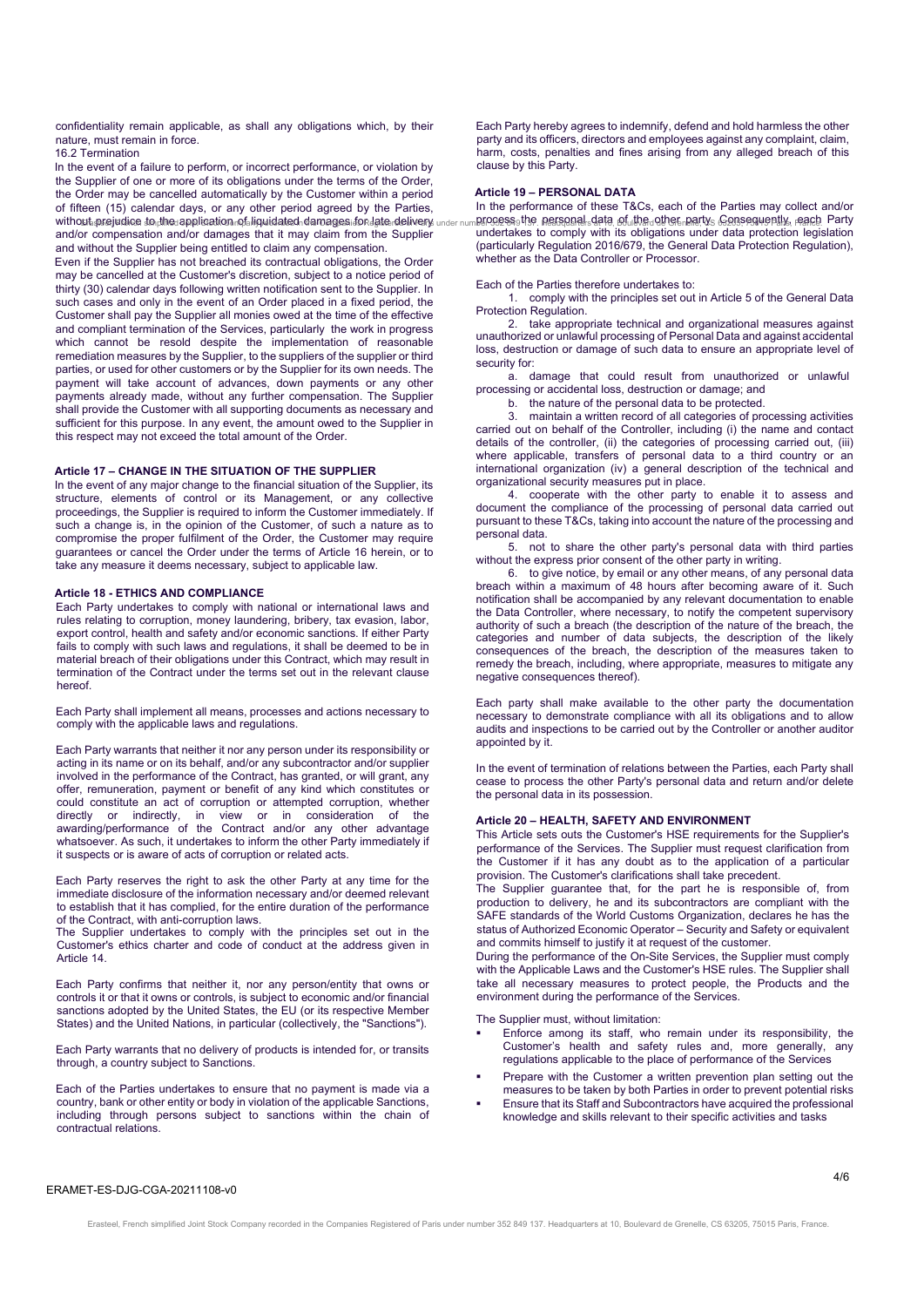confidentiality remain applicable, as shall any obligations which, by their nature, must remain in force.

16.2 Termination

In the event of a failure to perform, or incorrect performance, or violation by the Supplier of one or more of its obligations under the terms of the Order, the Order may be cancelled automatically by the Customer within a period of fifteen (15) calendar days, or any other period agreed by the Parties, without prejudice to the application of liquidated damages for late delivery and/or compensation and/or damages that it may claim from the Supplier and without the Supplier being entitled to claim any compensation.

Even if the Supplier has not breached its contractual obligations, the Order may be cancelled at the Customer's discretion, subject to a notice period of thirty (30) calendar days following written notification sent to the Supplier. In such cases and only in the event of an Order placed in a fixed period, the Customer shall pay the Supplier all monies owed at the time of the effective and compliant termination of the Services, particularly the work in progress which cannot be resold despite the implementation of reasonable remediation measures by the Supplier, to the suppliers of the supplier or third parties, or used for other customers or by the Supplier for its own needs. The payment will take account of advances, down payments or any other payments already made, without any further compensation. The Supplier shall provide the Customer with all supporting documents as necessary and sufficient for this purpose. In any event, the amount owed to the Supplier in this respect may not exceed the total amount of the Order.

## Article 17 – CHANGE IN THE SITUATION OF THE SUPPLIER

In the event of any major change to the financial situation of the Supplier, its structure, elements of control or its Management, or any collective proceedings, the Supplier is required to inform the Customer immediately. If such a change is, in the opinion of the Customer, of such a nature as to compromise the proper fulfilment of the Order, the Customer may require guarantees or cancel the Order under the terms of Article 16 herein, or to take any measure it deems necessary, subject to applicable law.

## Article 18 - ETHICS AND COMPLIANCE

Each Party undertakes to comply with national or international laws and rules relating to corruption, money laundering, bribery, tax evasion, labor, export control, health and safety and/or economic sanctions. If either Party fails to comply with such laws and regulations, it shall be deemed to be in material breach of their obligations under this Contract, which may result in termination of the Contract under the terms set out in the relevant clause hereof.

Each Party shall implement all means, processes and actions necessary to comply with the applicable laws and regulations.

Each Party warrants that neither it nor any person under its responsibility or acting in its name or on its behalf, and/or any subcontractor and/or supplier involved in the performance of the Contract, has granted, or will grant, any offer, remuneration, payment or benefit of any kind which constitutes or could constitute an act of corruption or attempted corruption, whether directly or indirectly, in view or in consideration of the awarding/performance of the Contract and/or any other advantage whatsoever. As such, it undertakes to inform the other Party immediately if it suspects or is aware of acts of corruption or related acts.

Each Party reserves the right to ask the other Party at any time for the immediate disclosure of the information necessary and/or deemed relevant to establish that it has complied, for the entire duration of the performance of the Contract, with anti-corruption laws.

The Supplier undertakes to comply with the principles set out in the Customer's ethics charter and code of conduct at the address given in Article 14.

Each Party confirms that neither it, nor any person/entity that owns or controls it or that it owns or controls, is subject to economic and/or financial sanctions adopted by the United States, the EU (or its respective Member States) and the United Nations, in particular (collectively, the "Sanctions").

Each Party warrants that no delivery of products is intended for, or transits through, a country subject to Sanctions.

Each of the Parties undertakes to ensure that no payment is made via a country, bank or other entity or body in violation of the applicable Sanctions, including through persons subject to sanctions within the chain of contractual relations.

Each Party hereby agrees to indemnify, defend and hold harmless the other party and its officers, directors and employees against any complaint, claim, harm, costs, penalties and fines arising from any alleged breach of this clause by this Party.

## Article 19 – PERSONAL DATA

In the performance of these T&Cs, each of the Parties may collect and/or process the personal data of the other party. Consequently, each Party undertakes to comply with its obligations under data protection legislation (particularly Regulation 2016/679, the General Data Protection Regulation), whether as the Data Controller or Processor.

Each of the Parties therefore undertakes to:

1. comply with the principles set out in Article 5 of the General Data Protection Regulation.
2. take appropriate technical and organizational measures against unauthorized or unlawful processing of Personal Data and against accidental loss, destruction or damage of such data to ensure an appropriate level of security for:
    a. damage that could result from unauthorized or unlawful processing or accidental loss, destruction or damage; and
    b. the nature of the personal data to be protected.
3. maintain a written record of all categories of processing activities carried out on behalf of the Controller, including (i) the name and contact details of the controller, (ii) the categories of processing carried out, (iii) where applicable, transfers of personal data to a third country or an international organization (iv) a general description of the technical and organizational security measures put in place.
4. cooperate with the other party to enable it to assess and document the compliance of the processing of personal data carried out pursuant to these T&Cs, taking into account the nature of the processing and personal data.
5. not to share the other party's personal data with third parties without the express prior consent of the other party in writing.
6. to give notice, by email or any other means, of any personal data breach within a maximum of 48 hours after becoming aware of it. Such notification shall be accompanied by any relevant documentation to enable the Data Controller, where necessary, to notify the competent supervisory authority of such a breach (the description of the nature of the breach, the categories and number of data subjects, the description of the likely consequences of the breach, the description of the measures taken to remedy the breach, including, where appropriate, measures to mitigate any negative consequences thereof).

Each party shall make available to the other party the documentation necessary to demonstrate compliance with all its obligations and to allow audits and inspections to be carried out by the Controller or another auditor appointed by it.

In the event of termination of relations between the Parties, each Party shall cease to process the other Party's personal data and return and/or delete the personal data in its possession.

## Article 20 – HEALTH, SAFETY AND ENVIRONMENT

This Article sets outs the Customer's HSE requirements for the Supplier's performance of the Services. The Supplier must request clarification from the Customer if it has any doubt as to the application of a particular provision. The Customer's clarifications shall take precedent.

The Supplier guarantee that, for the part he is responsible of, from production to delivery, he and its subcontractors are compliant with the SAFE standards of the World Customs Organization, declares he has the status of Authorized Economic Operator – Security and Safety or equivalent and commits himself to justify it at request of the customer.

During the performance of the On-Site Services, the Supplier must comply with the Applicable Laws and the Customer's HSE rules. The Supplier shall take all necessary measures to protect people, the Products and the environment during the performance of the Services.

The Supplier must, without limitation:

- Enforce among its staff, who remain under its responsibility, the Customer's health and safety rules and, more generally, any regulations applicable to the place of performance of the Services
- Prepare with the Customer a written prevention plan setting out the measures to be taken by both Parties in order to prevent potential risks
- Ensure that its Staff and Subcontractors have acquired the professional knowledge and skills relevant to their specific activities and tasks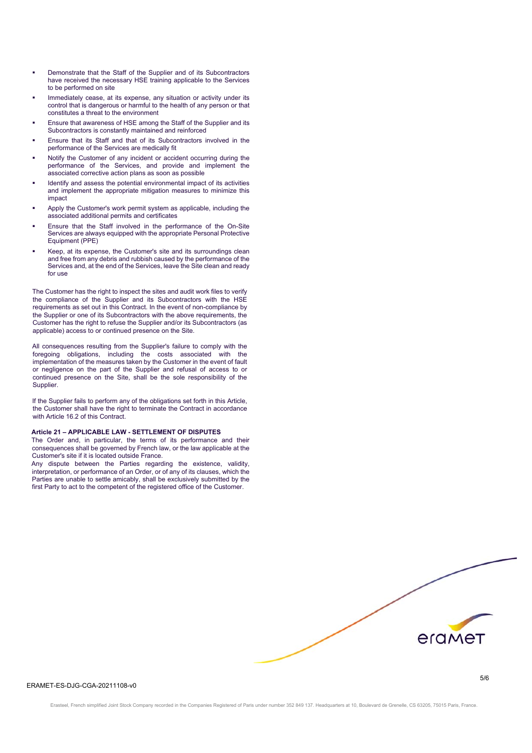- Demonstrate that the Staff of the Supplier and of its Subcontractors have received the necessary HSE training applicable to the Services to be performed on site
- Immediately cease, at its expense, any situation or activity under its control that is dangerous or harmful to the health of any person or that constitutes a threat to the environment
- Ensure that awareness of HSE among the Staff of the Supplier and its Subcontractors is constantly maintained and reinforced
- Ensure that its Staff and that of its Subcontractors involved in the performance of the Services are medically fit
- Notify the Customer of any incident or accident occurring during the performance of the Services, and provide and implement the associated corrective action plans as soon as possible
- Identify and assess the potential environmental impact of its activities and implement the appropriate mitigation measures to minimize this impact
- Apply the Customer's work permit system as applicable, including the associated additional permits and certificates
- Ensure that the Staff involved in the performance of the On-Site Services are always equipped with the appropriate Personal Protective Equipment (PPE)
- Keep, at its expense, the Customer's site and its surroundings clean and free from any debris and rubbish caused by the performance of the Services and, at the end of the Services, leave the Site clean and ready for use

The Customer has the right to inspect the sites and audit work files to verify the compliance of the Supplier and its Subcontractors with the HSE requirements as set out in this Contract. In the event of non-compliance by the Supplier or one of its Subcontractors with the above requirements, the Customer has the right to refuse the Supplier and/or its Subcontractors (as applicable) access to or continued presence on the Site.

All consequences resulting from the Supplier's failure to comply with the foregoing obligations, including the costs associated with the implementation of the measures taken by the Customer in the event of fault or negligence on the part of the Supplier and refusal of access to or continued presence on the Site, shall be the sole responsibility of the Supplier.

If the Supplier fails to perform any of the obligations set forth in this Article, the Customer shall have the right to terminate the Contract in accordance with Article 16.2 of this Contract.

**Article 21 – APPLICABLE LAW - SETTLEMENT OF DISPUTES**

The Order and, in particular, the terms of its performance and their consequences shall be governed by French law, or the law applicable at the Customer's site if it is located outside France.

Any dispute between the Parties regarding the existence, validity, interpretation, or performance of an Order, or of any of its clauses, which the Parties are unable to settle amicably, shall be exclusively submitted by the first Party to act to the competent of the registered office of the Customer.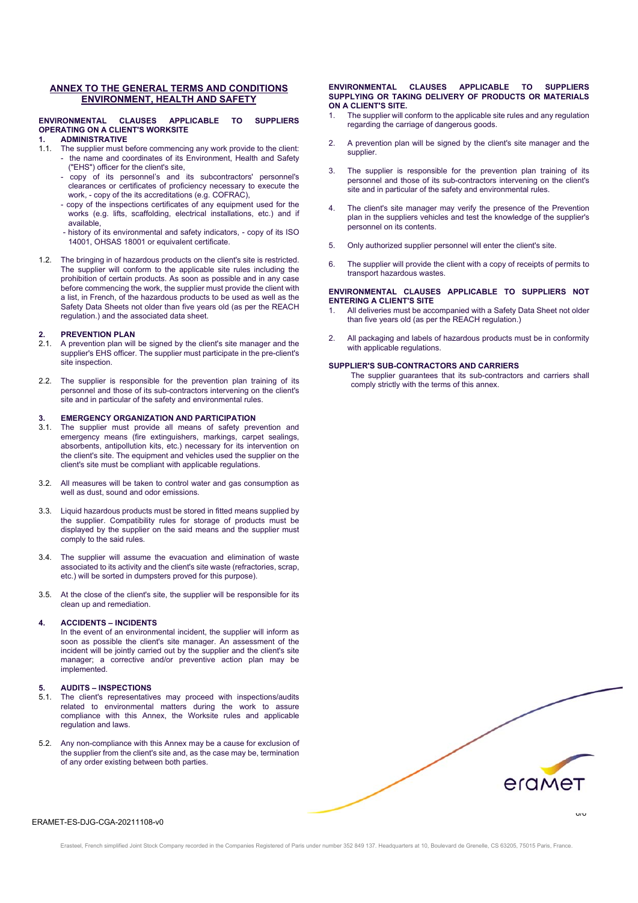## ANNEX TO THE GENERAL TERMS AND CONDITIONS ENVIRONMENT, HEALTH AND SAFETY

### ENVIRONMENTAL CLAUSES APPLICABLE TO SUPPLIERS OPERATING ON A CLIENT'S WORKSITE

**1. ADMINISTRATIVE**

1.1. The supplier must before commencing any work provide to the client:
- the name and coordinates of its Environment, Health and Safety ("EHS") officer for the client's site,
- copy of its personnel's and its subcontractors' personnel's clearances or certificates of proficiency necessary to execute the work, - copy of the its accreditations (e.g. COFRAC),
- copy of the inspections certificates of any equipment used for the works (e.g. lifts, scaffolding, electrical installations, etc.) and if available,
- history of its environmental and safety indicators, - copy of its ISO 14001, OHSAS 18001 or equivalent certificate.

1.2. The bringing in of hazardous products on the client's site is restricted. The supplier will conform to the applicable site rules including the prohibition of certain products. As soon as possible and in any case before commencing the work, the supplier must provide the client with a list, in French, of the hazardous products to be used as well as the Safety Data Sheets not older than five years old (as per the REACH regulation.) and the associated data sheet.

**2. PREVENTION PLAN**

2.1. A prevention plan will be signed by the client's site manager and the supplier's EHS officer. The supplier must participate in the pre-client's site inspection.

2.2. The supplier is responsible for the prevention plan training of its personnel and those of its sub-contractors intervening on the client's site and in particular of the safety and environmental rules.

**3. EMERGENCY ORGANIZATION AND PARTICIPATION**

3.1. The supplier must provide all means of safety prevention and emergency means (fire extinguishers, markings, carpet sealings, absorbents, antipollution kits, etc.) necessary for its intervention on the client's site. The equipment and vehicles used the supplier on the client's site must be compliant with applicable regulations.

3.2. All measures will be taken to control water and gas consumption as well as dust, sound and odor emissions.

3.3. Liquid hazardous products must be stored in fitted means supplied by the supplier. Compatibility rules for storage of products must be displayed by the supplier on the said means and the supplier must comply to the said rules.

3.4. The supplier will assume the evacuation and elimination of waste associated to its activity and the client's site waste (refractories, scrap, etc.) will be sorted in dumpsters proved for this purpose).

3.5. At the close of the client's site, the supplier will be responsible for its clean up and remediation.

**4. ACCIDENTS – INCIDENTS**

In the event of an environmental incident, the supplier will inform as soon as possible the client's site manager. An assessment of the incident will be jointly carried out by the supplier and the client's site manager; a corrective and/or preventive action plan may be implemented.

**5. AUDITS – INSPECTIONS**

5.1. The client's representatives may proceed with inspections/audits related to environmental matters during the work to assure compliance with this Annex, the Worksite rules and applicable regulation and laws.

5.2. Any non-compliance with this Annex may be a cause for exclusion of the supplier from the client's site and, as the case may be, termination of any order existing between both parties.

### ENVIRONMENTAL CLAUSES APPLICABLE TO SUPPLIERS SUPPLYING OR TAKING DELIVERY OF PRODUCTS OR MATERIALS ON A CLIENT'S SITE.

1. The supplier will conform to the applicable site rules and any regulation regarding the carriage of dangerous goods.

2. A prevention plan will be signed by the client's site manager and the supplier.

3. The supplier is responsible for the prevention plan training of its personnel and those of its sub-contractors intervening on the client's site and in particular of the safety and environmental rules.

4. The client's site manager may verify the presence of the Prevention plan in the suppliers vehicles and test the knowledge of the supplier's personnel on its contents.

5. Only authorized supplier personnel will enter the client's site.

6. The supplier will provide the client with a copy of receipts of permits to transport hazardous wastes.

### ENVIRONMENTAL CLAUSES APPLICABLE TO SUPPLIERS NOT ENTERING A CLIENT'S SITE

1. All deliveries must be accompanied with a Safety Data Sheet not older than five years old (as per the REACH regulation.)

2. All packaging and labels of hazardous products must be in conformity with applicable regulations.

### SUPPLIER'S SUB-CONTRACTORS AND CARRIERS

The supplier guarantees that its sub-contractors and carriers shall comply strictly with the terms of this annex.

ERAMET-ES-DJG-CGA-20211108-v0

Erasteel, French simplified Joint Stock Company recorded in the Companies Registered of Paris under number 352 849 137. Headquarters at 10, Boulevard de Grenelle, CS 63205, 75015 Paris, France.